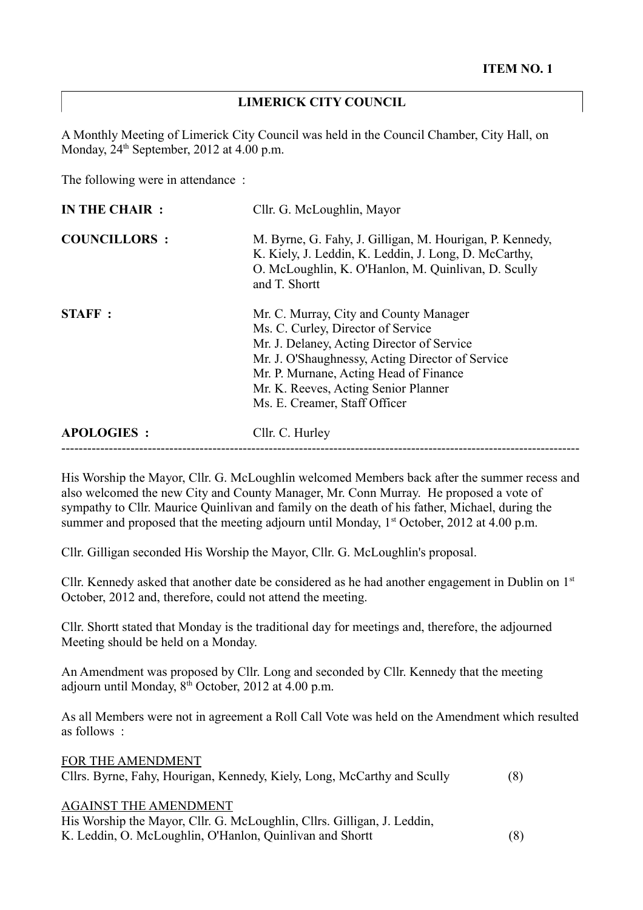**ITEM NO. 1**

**LIMERICK CITY COUNCIL**

A Monthly Meeting of Limerick City Council was held in the Council Chamber, City Hall, on Monday, 24th September, 2012 at 4.00 p.m.

The following were in attendance :

| | |
|---|---|
| **IN THE CHAIR :** | Cllr. G. McLoughlin, Mayor |
| **COUNCILLORS :** | M. Byrne, G. Fahy, J. Gilligan, M. Hourigan, P. Kennedy, K. Kiely, J. Leddin, K. Leddin, J. Long, D. McCarthy, O. McLoughlin, K. O'Hanlon, M. Quinlivan, D. Scully and T. Shortt |
| **STAFF :** | Mr. C. Murray, City and County Manager<br>Ms. C. Curley, Director of Service<br>Mr. J. Delaney, Acting Director of Service<br>Mr. J. O'Shaughnessy, Acting Director of Service<br>Mr. P. Murnane, Acting Head of Finance<br>Mr. K. Reeves, Acting Senior Planner<br>Ms. E. Creamer, Staff Officer |
| **APOLOGIES :** | Cllr. C. Hurley |

---

His Worship the Mayor, Cllr. G. McLoughlin welcomed Members back after the summer recess and also welcomed the new City and County Manager, Mr. Conn Murray. He proposed a vote of sympathy to Cllr. Maurice Quinlivan and family on the death of his father, Michael, during the summer and proposed that the meeting adjourn until Monday, 1st October, 2012 at 4.00 p.m.

Cllr. Gilligan seconded His Worship the Mayor, Cllr. G. McLoughlin's proposal.

Cllr. Kennedy asked that another date be considered as he had another engagement in Dublin on 1st October, 2012 and, therefore, could not attend the meeting.

Cllr. Shortt stated that Monday is the traditional day for meetings and, therefore, the adjourned Meeting should be held on a Monday.

An Amendment was proposed by Cllr. Long and seconded by Cllr. Kennedy that the meeting adjourn until Monday, 8th October, 2012 at 4.00 p.m.

As all Members were not in agreement a Roll Call Vote was held on the Amendment which resulted as follows :

FOR THE AMENDMENT
Cllrs. Byrne, Fahy, Hourigan, Kennedy, Kiely, Long, McCarthy and Scully (8)

AGAINST THE AMENDMENT
His Worship the Mayor, Cllr. G. McLoughlin, Cllrs. Gilligan, J. Leddin, K. Leddin, O. McLoughlin, O'Hanlon, Quinlivan and Shortt (8)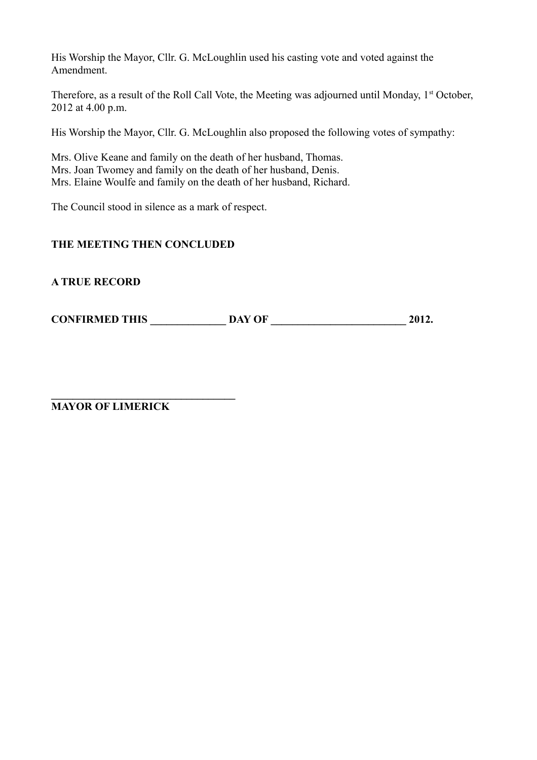His Worship the Mayor, Cllr. G. McLoughlin used his casting vote and voted against the Amendment.

Therefore, as a result of the Roll Call Vote, the Meeting was adjourned until Monday, 1st October, 2012 at 4.00 p.m.

His Worship the Mayor, Cllr. G. McLoughlin also proposed the following votes of sympathy:

Mrs. Olive Keane and family on the death of her husband, Thomas.
Mrs. Joan Twomey and family on the death of her husband, Denis.
Mrs. Elaine Woulfe and family on the death of her husband, Richard.

The Council stood in silence as a mark of respect.

**THE MEETING THEN CONCLUDED**

**A TRUE RECORD**

**CONFIRMED THIS ______________ DAY OF _________________________ 2012.**

**__________________________________**
**MAYOR OF LIMERICK**